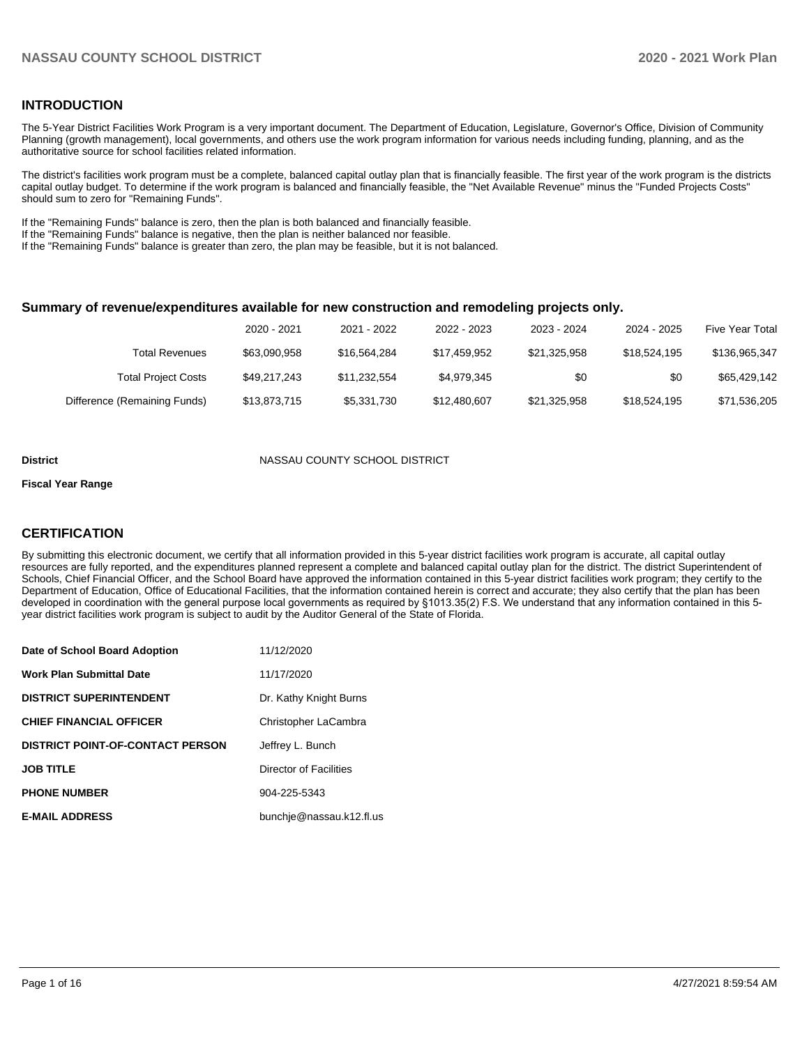## INTRODUCTION

The 5-Year District Facilities Work Program is a very important document. The Department of Education, Legislature, Governor's Office, Division of Community Planning (growth management), local governments, and others use the work program information for various needs including funding, planning, and as the authoritative source for school facilities related information.

The district's facilities work program must be a complete, balanced capital outlay plan that is financially feasible. The first year of the work program is the districts capital outlay budget. To determine if the work program is balanced and financially feasible, the "Net Available Revenue" minus the "Funded Projects Costs" should sum to zero for "Remaining Funds".

If the "Remaining Funds" balance is zero, then the plan is both balanced and financially feasible.
If the "Remaining Funds" balance is negative, then the plan is neither balanced nor feasible.
If the "Remaining Funds" balance is greater than zero, the plan may be feasible, but it is not balanced.

### Summary of revenue/expenditures available for new construction and remodeling projects only.

| | 2020 - 2021 | 2021 - 2022 | 2022 - 2023 | 2023 - 2024 | 2024 - 2025 | Five Year Total |
|---|---|---|---|---|---|---|
| Total Revenues | $63,090,958 | $16,564,284 | $17,459,952 | $21,325,958 | $18,524,195 | $136,965,347 |
| Total Project Costs | $49,217,243 | $11,232,554 | $4,979,345 | $0 | $0 | $65,429,142 |
| Difference (Remaining Funds) | $13,873,715 | $5,331,730 | $12,480,607 | $21,325,958 | $18,524,195 | $71,536,205 |

**District** NASSAU COUNTY SCHOOL DISTRICT

**Fiscal Year Range**

## CERTIFICATION

By submitting this electronic document, we certify that all information provided in this 5-year district facilities work program is accurate, all capital outlay resources are fully reported, and the expenditures planned represent a complete and balanced capital outlay plan for the district. The district Superintendent of Schools, Chief Financial Officer, and the School Board have approved the information contained in this 5-year district facilities work program; they certify to the Department of Education, Office of Educational Facilities, that the information contained herein is correct and accurate; they also certify that the plan has been developed in coordination with the general purpose local governments as required by §1013.35(2) F.S. We understand that any information contained in this 5-year district facilities work program is subject to audit by the Auditor General of the State of Florida.

| | |
|---|---|
| **Date of School Board Adoption** | 11/12/2020 |
| **Work Plan Submittal Date** | 11/17/2020 |
| **DISTRICT SUPERINTENDENT** | Dr. Kathy Knight Burns |
| **CHIEF FINANCIAL OFFICER** | Christopher LaCambra |
| **DISTRICT POINT-OF-CONTACT PERSON** | Jeffrey L. Bunch |
| **JOB TITLE** | Director of Facilities |
| **PHONE NUMBER** | 904-225-5343 |
| **E-MAIL ADDRESS** | bunchje@nassau.k12.fl.us |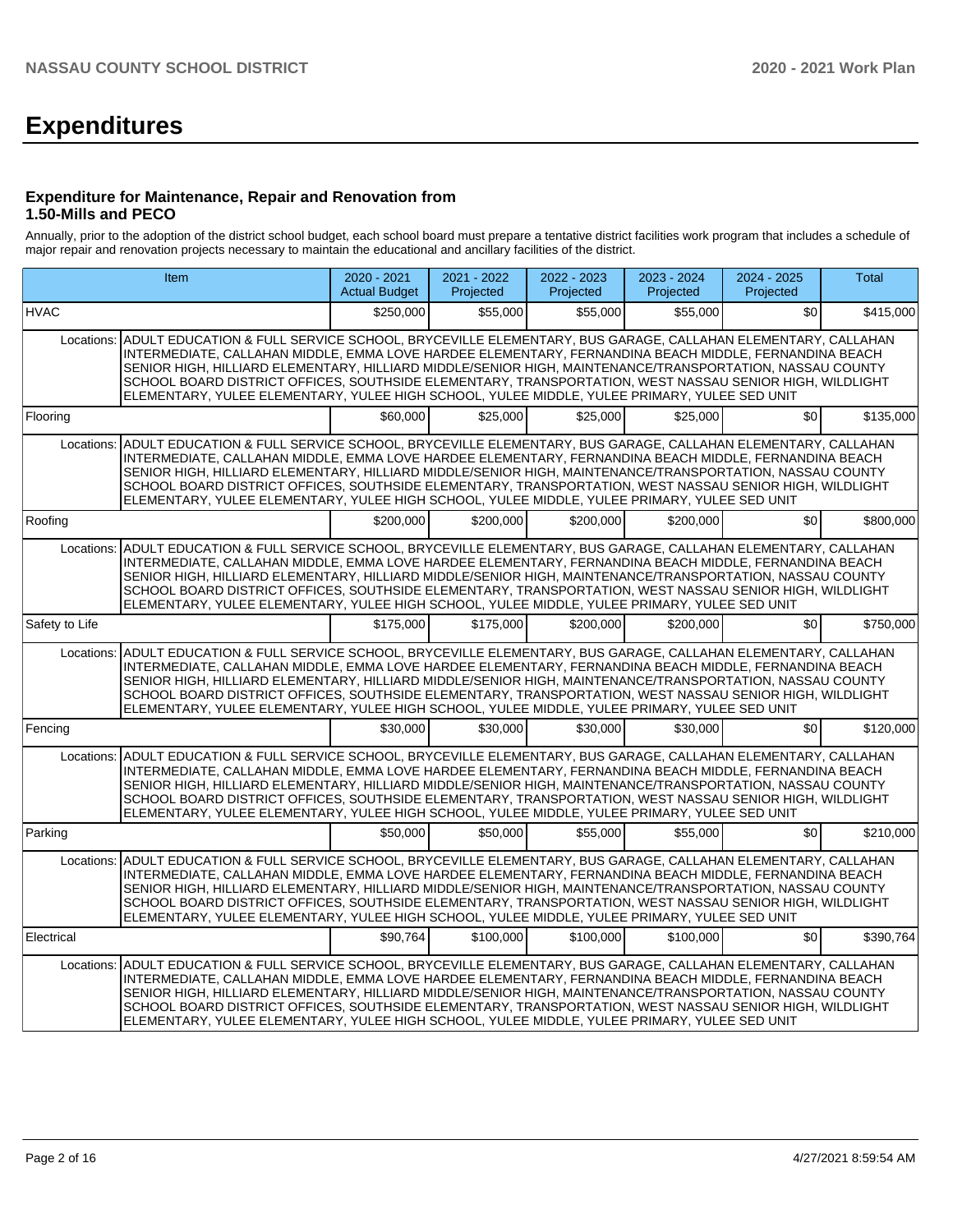# Expenditures

### Expenditure for Maintenance, Repair and Renovation from 1.50-Mills and PECO

Annually, prior to the adoption of the district school budget, each school board must prepare a tentative district facilities work program that includes a schedule of major repair and renovation projects necessary to maintain the educational and ancillary facilities of the district.

| Item | | 2020 - 2021 Actual Budget | 2021 - 2022 Projected | 2022 - 2023 Projected | 2023 - 2024 Projected | 2024 - 2025 Projected | Total |
|---|---|---|---|---|---|---|---|
| HVAC | | $250,000 | $55,000 | $55,000 | $55,000 | $0 | $415,000 |
| Locations: | ADULT EDUCATION & FULL SERVICE SCHOOL, BRYCEVILLE ELEMENTARY, BUS GARAGE, CALLAHAN ELEMENTARY, CALLAHAN INTERMEDIATE, CALLAHAN MIDDLE, EMMA LOVE HARDEE ELEMENTARY, FERNANDINA BEACH MIDDLE, FERNANDINA BEACH SENIOR HIGH, HILLIARD ELEMENTARY, HILLIARD MIDDLE/SENIOR HIGH, MAINTENANCE/TRANSPORTATION, NASSAU COUNTY SCHOOL BOARD DISTRICT OFFICES, SOUTHSIDE ELEMENTARY, TRANSPORTATION, WEST NASSAU SENIOR HIGH, WILDLIGHT ELEMENTARY, YULEE ELEMENTARY, YULEE HIGH SCHOOL, YULEE MIDDLE, YULEE PRIMARY, YULEE SED UNIT | | | | | | |
| Flooring | | $60,000 | $25,000 | $25,000 | $25,000 | $0 | $135,000 |
| Locations: | ADULT EDUCATION & FULL SERVICE SCHOOL, BRYCEVILLE ELEMENTARY, BUS GARAGE, CALLAHAN ELEMENTARY, CALLAHAN INTERMEDIATE, CALLAHAN MIDDLE, EMMA LOVE HARDEE ELEMENTARY, FERNANDINA BEACH MIDDLE, FERNANDINA BEACH SENIOR HIGH, HILLIARD ELEMENTARY, HILLIARD MIDDLE/SENIOR HIGH, MAINTENANCE/TRANSPORTATION, NASSAU COUNTY SCHOOL BOARD DISTRICT OFFICES, SOUTHSIDE ELEMENTARY, TRANSPORTATION, WEST NASSAU SENIOR HIGH, WILDLIGHT ELEMENTARY, YULEE ELEMENTARY, YULEE HIGH SCHOOL, YULEE MIDDLE, YULEE PRIMARY, YULEE SED UNIT | | | | | | |
| Roofing | | $200,000 | $200,000 | $200,000 | $200,000 | $0 | $800,000 |
| Locations: | ADULT EDUCATION & FULL SERVICE SCHOOL, BRYCEVILLE ELEMENTARY, BUS GARAGE, CALLAHAN ELEMENTARY, CALLAHAN INTERMEDIATE, CALLAHAN MIDDLE, EMMA LOVE HARDEE ELEMENTARY, FERNANDINA BEACH MIDDLE, FERNANDINA BEACH SENIOR HIGH, HILLIARD ELEMENTARY, HILLIARD MIDDLE/SENIOR HIGH, MAINTENANCE/TRANSPORTATION, NASSAU COUNTY SCHOOL BOARD DISTRICT OFFICES, SOUTHSIDE ELEMENTARY, TRANSPORTATION, WEST NASSAU SENIOR HIGH, WILDLIGHT ELEMENTARY, YULEE ELEMENTARY, YULEE HIGH SCHOOL, YULEE MIDDLE, YULEE PRIMARY, YULEE SED UNIT | | | | | | |
| Safety to Life | | $175,000 | $175,000 | $200,000 | $200,000 | $0 | $750,000 |
| Locations: | ADULT EDUCATION & FULL SERVICE SCHOOL, BRYCEVILLE ELEMENTARY, BUS GARAGE, CALLAHAN ELEMENTARY, CALLAHAN INTERMEDIATE, CALLAHAN MIDDLE, EMMA LOVE HARDEE ELEMENTARY, FERNANDINA BEACH MIDDLE, FERNANDINA BEACH SENIOR HIGH, HILLIARD ELEMENTARY, HILLIARD MIDDLE/SENIOR HIGH, MAINTENANCE/TRANSPORTATION, NASSAU COUNTY SCHOOL BOARD DISTRICT OFFICES, SOUTHSIDE ELEMENTARY, TRANSPORTATION, WEST NASSAU SENIOR HIGH, WILDLIGHT ELEMENTARY, YULEE ELEMENTARY, YULEE HIGH SCHOOL, YULEE MIDDLE, YULEE PRIMARY, YULEE SED UNIT | | | | | | |
| Fencing | | $30,000 | $30,000 | $30,000 | $30,000 | $0 | $120,000 |
| Locations: | ADULT EDUCATION & FULL SERVICE SCHOOL, BRYCEVILLE ELEMENTARY, BUS GARAGE, CALLAHAN ELEMENTARY, CALLAHAN INTERMEDIATE, CALLAHAN MIDDLE, EMMA LOVE HARDEE ELEMENTARY, FERNANDINA BEACH MIDDLE, FERNANDINA BEACH SENIOR HIGH, HILLIARD ELEMENTARY, HILLIARD MIDDLE/SENIOR HIGH, MAINTENANCE/TRANSPORTATION, NASSAU COUNTY SCHOOL BOARD DISTRICT OFFICES, SOUTHSIDE ELEMENTARY, TRANSPORTATION, WEST NASSAU SENIOR HIGH, WILDLIGHT ELEMENTARY, YULEE ELEMENTARY, YULEE HIGH SCHOOL, YULEE MIDDLE, YULEE PRIMARY, YULEE SED UNIT | | | | | | |
| Parking | | $50,000 | $50,000 | $55,000 | $55,000 | $0 | $210,000 |
| Locations: | ADULT EDUCATION & FULL SERVICE SCHOOL, BRYCEVILLE ELEMENTARY, BUS GARAGE, CALLAHAN ELEMENTARY, CALLAHAN INTERMEDIATE, CALLAHAN MIDDLE, EMMA LOVE HARDEE ELEMENTARY, FERNANDINA BEACH MIDDLE, FERNANDINA BEACH SENIOR HIGH, HILLIARD ELEMENTARY, HILLIARD MIDDLE/SENIOR HIGH, MAINTENANCE/TRANSPORTATION, NASSAU COUNTY SCHOOL BOARD DISTRICT OFFICES, SOUTHSIDE ELEMENTARY, TRANSPORTATION, WEST NASSAU SENIOR HIGH, WILDLIGHT ELEMENTARY, YULEE ELEMENTARY, YULEE HIGH SCHOOL, YULEE MIDDLE, YULEE PRIMARY, YULEE SED UNIT | | | | | | |
| Electrical | | $90,764 | $100,000 | $100,000 | $100,000 | $0 | $390,764 |
| Locations: | ADULT EDUCATION & FULL SERVICE SCHOOL, BRYCEVILLE ELEMENTARY, BUS GARAGE, CALLAHAN ELEMENTARY, CALLAHAN INTERMEDIATE, CALLAHAN MIDDLE, EMMA LOVE HARDEE ELEMENTARY, FERNANDINA BEACH MIDDLE, FERNANDINA BEACH SENIOR HIGH, HILLIARD ELEMENTARY, HILLIARD MIDDLE/SENIOR HIGH, MAINTENANCE/TRANSPORTATION, NASSAU COUNTY SCHOOL BOARD DISTRICT OFFICES, SOUTHSIDE ELEMENTARY, TRANSPORTATION, WEST NASSAU SENIOR HIGH, WILDLIGHT ELEMENTARY, YULEE ELEMENTARY, YULEE HIGH SCHOOL, YULEE MIDDLE, YULEE PRIMARY, YULEE SED UNIT | | | | | | |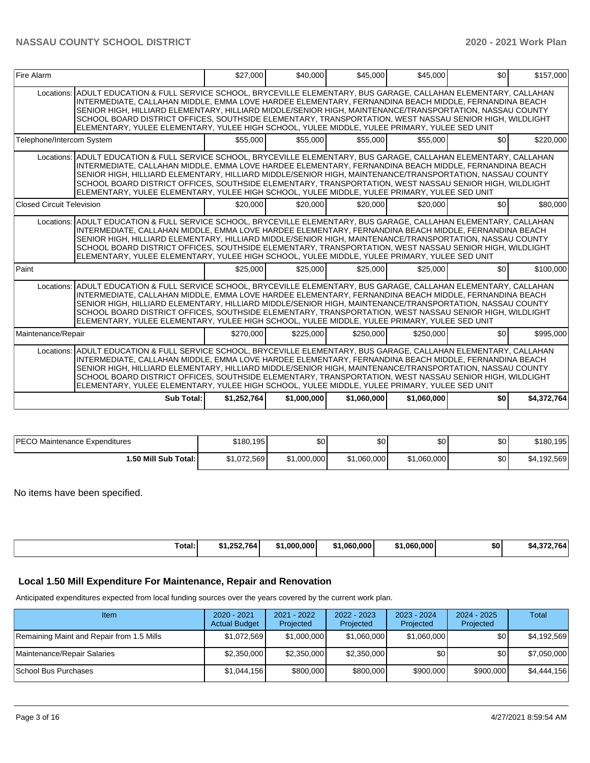| Fire Alarm | | $27,000 | $40,000 | $45,000 | $45,000 | $0 | $157,000 |
|---|---|---|---|---|---|---|---|
| Locations: | ADULT EDUCATION & FULL SERVICE SCHOOL, BRYCEVILLE ELEMENTARY, BUS GARAGE, CALLAHAN ELEMENTARY, CALLAHAN INTERMEDIATE, CALLAHAN MIDDLE, EMMA LOVE HARDEE ELEMENTARY, FERNANDINA BEACH MIDDLE, FERNANDINA BEACH SENIOR HIGH, HILLIARD ELEMENTARY, HILLIARD MIDDLE/SENIOR HIGH, MAINTENANCE/TRANSPORTATION, NASSAU COUNTY SCHOOL BOARD DISTRICT OFFICES, SOUTHSIDE ELEMENTARY, TRANSPORTATION, WEST NASSAU SENIOR HIGH, WILDLIGHT ELEMENTARY, YULEE ELEMENTARY, YULEE HIGH SCHOOL, YULEE MIDDLE, YULEE PRIMARY, YULEE SED UNIT | | | | | | |
| Telephone/Intercom System | | $55,000 | $55,000 | $55,000 | $55,000 | $0 | $220,000 |
| Locations: | ADULT EDUCATION & FULL SERVICE SCHOOL, BRYCEVILLE ELEMENTARY, BUS GARAGE, CALLAHAN ELEMENTARY, CALLAHAN INTERMEDIATE, CALLAHAN MIDDLE, EMMA LOVE HARDEE ELEMENTARY, FERNANDINA BEACH MIDDLE, FERNANDINA BEACH SENIOR HIGH, HILLIARD ELEMENTARY, HILLIARD MIDDLE/SENIOR HIGH, MAINTENANCE/TRANSPORTATION, NASSAU COUNTY SCHOOL BOARD DISTRICT OFFICES, SOUTHSIDE ELEMENTARY, TRANSPORTATION, WEST NASSAU SENIOR HIGH, WILDLIGHT ELEMENTARY, YULEE ELEMENTARY, YULEE HIGH SCHOOL, YULEE MIDDLE, YULEE PRIMARY, YULEE SED UNIT | | | | | | |
| Closed Circuit Television | | $20,000 | $20,000 | $20,000 | $20,000 | $0 | $80,000 |
| Locations: | ADULT EDUCATION & FULL SERVICE SCHOOL, BRYCEVILLE ELEMENTARY, BUS GARAGE, CALLAHAN ELEMENTARY, CALLAHAN INTERMEDIATE, CALLAHAN MIDDLE, EMMA LOVE HARDEE ELEMENTARY, FERNANDINA BEACH MIDDLE, FERNANDINA BEACH SENIOR HIGH, HILLIARD ELEMENTARY, HILLIARD MIDDLE/SENIOR HIGH, MAINTENANCE/TRANSPORTATION, NASSAU COUNTY SCHOOL BOARD DISTRICT OFFICES, SOUTHSIDE ELEMENTARY, TRANSPORTATION, WEST NASSAU SENIOR HIGH, WILDLIGHT ELEMENTARY, YULEE ELEMENTARY, YULEE HIGH SCHOOL, YULEE MIDDLE, YULEE PRIMARY, YULEE SED UNIT | | | | | | |
| Paint | | $25,000 | $25,000 | $25,000 | $25,000 | $0 | $100,000 |
| Locations: | ADULT EDUCATION & FULL SERVICE SCHOOL, BRYCEVILLE ELEMENTARY, BUS GARAGE, CALLAHAN ELEMENTARY, CALLAHAN INTERMEDIATE, CALLAHAN MIDDLE, EMMA LOVE HARDEE ELEMENTARY, FERNANDINA BEACH MIDDLE, FERNANDINA BEACH SENIOR HIGH, HILLIARD ELEMENTARY, HILLIARD MIDDLE/SENIOR HIGH, MAINTENANCE/TRANSPORTATION, NASSAU COUNTY SCHOOL BOARD DISTRICT OFFICES, SOUTHSIDE ELEMENTARY, TRANSPORTATION, WEST NASSAU SENIOR HIGH, WILDLIGHT ELEMENTARY, YULEE ELEMENTARY, YULEE HIGH SCHOOL, YULEE MIDDLE, YULEE PRIMARY, YULEE SED UNIT | | | | | | |
| Maintenance/Repair | | $270,000 | $225,000 | $250,000 | $250,000 | $0 | $995,000 |
| Locations: | ADULT EDUCATION & FULL SERVICE SCHOOL, BRYCEVILLE ELEMENTARY, BUS GARAGE, CALLAHAN ELEMENTARY, CALLAHAN INTERMEDIATE, CALLAHAN MIDDLE, EMMA LOVE HARDEE ELEMENTARY, FERNANDINA BEACH MIDDLE, FERNANDINA BEACH SENIOR HIGH, HILLIARD ELEMENTARY, HILLIARD MIDDLE/SENIOR HIGH, MAINTENANCE/TRANSPORTATION, NASSAU COUNTY SCHOOL BOARD DISTRICT OFFICES, SOUTHSIDE ELEMENTARY, TRANSPORTATION, WEST NASSAU SENIOR HIGH, WILDLIGHT ELEMENTARY, YULEE ELEMENTARY, YULEE HIGH SCHOOL, YULEE MIDDLE, YULEE PRIMARY, YULEE SED UNIT | | | | | | |
| | **Sub Total:** | **$1,252,764** | **$1,000,000** | **$1,060,000** | **$1,060,000** | **$0** | **$4,372,764** |

| PECO Maintenance Expenditures | $180,195 | $0 | $0 | $0 | $0 | $180,195 |
|---|---|---|---|---|---|---|
| **1.50 Mill Sub Total:** | $1,072,569 | $1,000,000 | $1,060,000 | $1,060,000 | $0 | $4,192,569 |

No items have been specified.

| **Total:** | **$1,252,764** | **$1,000,000** | **$1,060,000** | **$1,060,000** | **$0** | **$4,372,764** |
|---|---|---|---|---|---|---|

## Local 1.50 Mill Expenditure For Maintenance, Repair and Renovation

Anticipated expenditures expected from local funding sources over the years covered by the current work plan.

| Item | 2020 - 2021 Actual Budget | 2021 - 2022 Projected | 2022 - 2023 Projected | 2023 - 2024 Projected | 2024 - 2025 Projected | Total |
|---|---|---|---|---|---|---|
| Remaining Maint and Repair from 1.5 Mills | $1,072,569 | $1,000,000 | $1,060,000 | $1,060,000 | $0 | $4,192,569 |
| Maintenance/Repair Salaries | $2,350,000 | $2,350,000 | $2,350,000 | $0 | $0 | $7,050,000 |
| School Bus Purchases | $1,044,156 | $800,000 | $800,000 | $900,000 | $900,000 | $4,444,156 |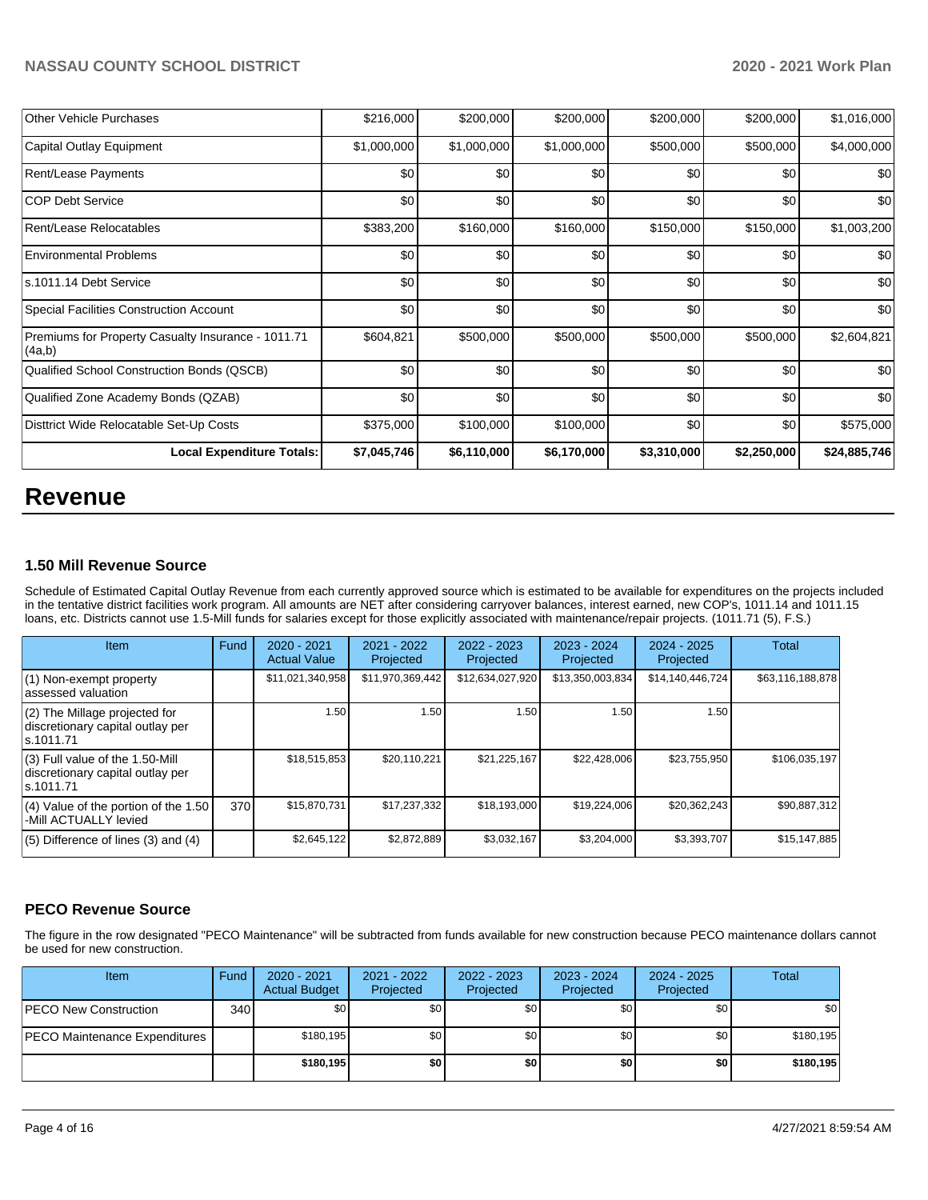| Other Vehicle Purchases | $216,000 | $200,000 | $200,000 | $200,000 | $200,000 | $1,016,000 |
|---|---|---|---|---|---|---|
| Capital Outlay Equipment | $1,000,000 | $1,000,000 | $1,000,000 | $500,000 | $500,000 | $4,000,000 |
| Rent/Lease Payments | $0 | $0 | $0 | $0 | $0 | $0 |
| COP Debt Service | $0 | $0 | $0 | $0 | $0 | $0 |
| Rent/Lease Relocatables | $383,200 | $160,000 | $160,000 | $150,000 | $150,000 | $1,003,200 |
| Environmental Problems | $0 | $0 | $0 | $0 | $0 | $0 |
| s.1011.14 Debt Service | $0 | $0 | $0 | $0 | $0 | $0 |
| Special Facilities Construction Account | $0 | $0 | $0 | $0 | $0 | $0 |
| Premiums for Property Casualty Insurance - 1011.71 (4a,b) | $604,821 | $500,000 | $500,000 | $500,000 | $500,000 | $2,604,821 |
| Qualified School Construction Bonds (QSCB) | $0 | $0 | $0 | $0 | $0 | $0 |
| Qualified Zone Academy Bonds (QZAB) | $0 | $0 | $0 | $0 | $0 | $0 |
| Disttrict Wide Relocatable Set-Up Costs | $375,000 | $100,000 | $100,000 | $0 | $0 | $575,000 |
| **Local Expenditure Totals:** | **$7,045,746** | **$6,110,000** | **$6,170,000** | **$3,310,000** | **$2,250,000** | **$24,885,746** |

# Revenue

### 1.50 Mill Revenue Source

Schedule of Estimated Capital Outlay Revenue from each currently approved source which is estimated to be available for expenditures on the projects included in the tentative district facilities work program. All amounts are NET after considering carryover balances, interest earned, new COP's, 1011.14 and 1011.15 loans, etc. Districts cannot use 1.5-Mill funds for salaries except for those explicitly associated with maintenance/repair projects. (1011.71 (5), F.S.)

| Item | Fund | 2020 - 2021 Actual Value | 2021 - 2022 Projected | 2022 - 2023 Projected | 2023 - 2024 Projected | 2024 - 2025 Projected | Total |
|---|---|---|---|---|---|---|---|
| (1) Non-exempt property assessed valuation | | $11,021,340,958 | $11,970,369,442 | $12,634,027,920 | $13,350,003,834 | $14,140,446,724 | $63,116,188,878 |
| (2) The Millage projected for discretionary capital outlay per s.1011.71 | | 1.50 | 1.50 | 1.50 | 1.50 | 1.50 | |
| (3) Full value of the 1.50-Mill discretionary capital outlay per s.1011.71 | | $18,515,853 | $20,110,221 | $21,225,167 | $22,428,006 | $23,755,950 | $106,035,197 |
| (4) Value of the portion of the 1.50 -Mill ACTUALLY levied | 370 | $15,870,731 | $17,237,332 | $18,193,000 | $19,224,006 | $20,362,243 | $90,887,312 |
| (5) Difference of lines (3) and (4) | | $2,645,122 | $2,872,889 | $3,032,167 | $3,204,000 | $3,393,707 | $15,147,885 |

### PECO Revenue Source

The figure in the row designated "PECO Maintenance" will be subtracted from funds available for new construction because PECO maintenance dollars cannot be used for new construction.

| Item | Fund | 2020 - 2021 Actual Budget | 2021 - 2022 Projected | 2022 - 2023 Projected | 2023 - 2024 Projected | 2024 - 2025 Projected | Total |
|---|---|---|---|---|---|---|---|
| PECO New Construction | 340 | $0 | $0 | $0 | $0 | $0 | $0 |
| PECO Maintenance Expenditures | | $180,195 | $0 | $0 | $0 | $0 | $180,195 |
| | | **$180,195** | **$0** | **$0** | **$0** | **$0** | **$180,195** |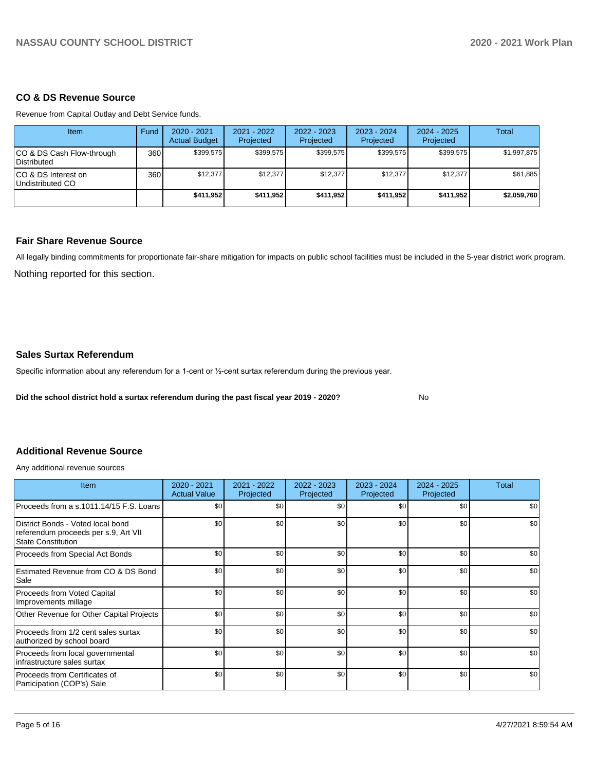## CO & DS Revenue Source

Revenue from Capital Outlay and Debt Service funds.

| Item | Fund | 2020 - 2021 Actual Budget | 2021 - 2022 Projected | 2022 - 2023 Projected | 2023 - 2024 Projected | 2024 - 2025 Projected | Total |
|---|---|---|---|---|---|---|---|
| CO & DS Cash Flow-through Distributed | 360 | $399,575 | $399,575 | $399,575 | $399,575 | $399,575 | $1,997,875 |
| CO & DS Interest on Undistributed CO | 360 | $12,377 | $12,377 | $12,377 | $12,377 | $12,377 | $61,885 |
| | | **$411,952** | **$411,952** | **$411,952** | **$411,952** | **$411,952** | **$2,059,760** |

## Fair Share Revenue Source

All legally binding commitments for proportionate fair-share mitigation for impacts on public school facilities must be included in the 5-year district work program.

Nothing reported for this section.

## Sales Surtax Referendum

Specific information about any referendum for a 1-cent or ½-cent surtax referendum during the previous year.

**Did the school district hold a surtax referendum during the past fiscal year 2019 - 2020?** No

## Additional Revenue Source

Any additional revenue sources

| Item | 2020 - 2021 Actual Value | 2021 - 2022 Projected | 2022 - 2023 Projected | 2023 - 2024 Projected | 2024 - 2025 Projected | Total |
|---|---|---|---|---|---|---|
| Proceeds from a s.1011.14/15 F.S. Loans | $0 | $0 | $0 | $0 | $0 | $0 |
| District Bonds - Voted local bond referendum proceeds per s.9, Art VII State Constitution | $0 | $0 | $0 | $0 | $0 | $0 |
| Proceeds from Special Act Bonds | $0 | $0 | $0 | $0 | $0 | $0 |
| Estimated Revenue from CO & DS Bond Sale | $0 | $0 | $0 | $0 | $0 | $0 |
| Proceeds from Voted Capital Improvements millage | $0 | $0 | $0 | $0 | $0 | $0 |
| Other Revenue for Other Capital Projects | $0 | $0 | $0 | $0 | $0 | $0 |
| Proceeds from 1/2 cent sales surtax authorized by school board | $0 | $0 | $0 | $0 | $0 | $0 |
| Proceeds from local governmental infrastructure sales surtax | $0 | $0 | $0 | $0 | $0 | $0 |
| Proceeds from Certificates of Participation (COP's) Sale | $0 | $0 | $0 | $0 | $0 | $0 |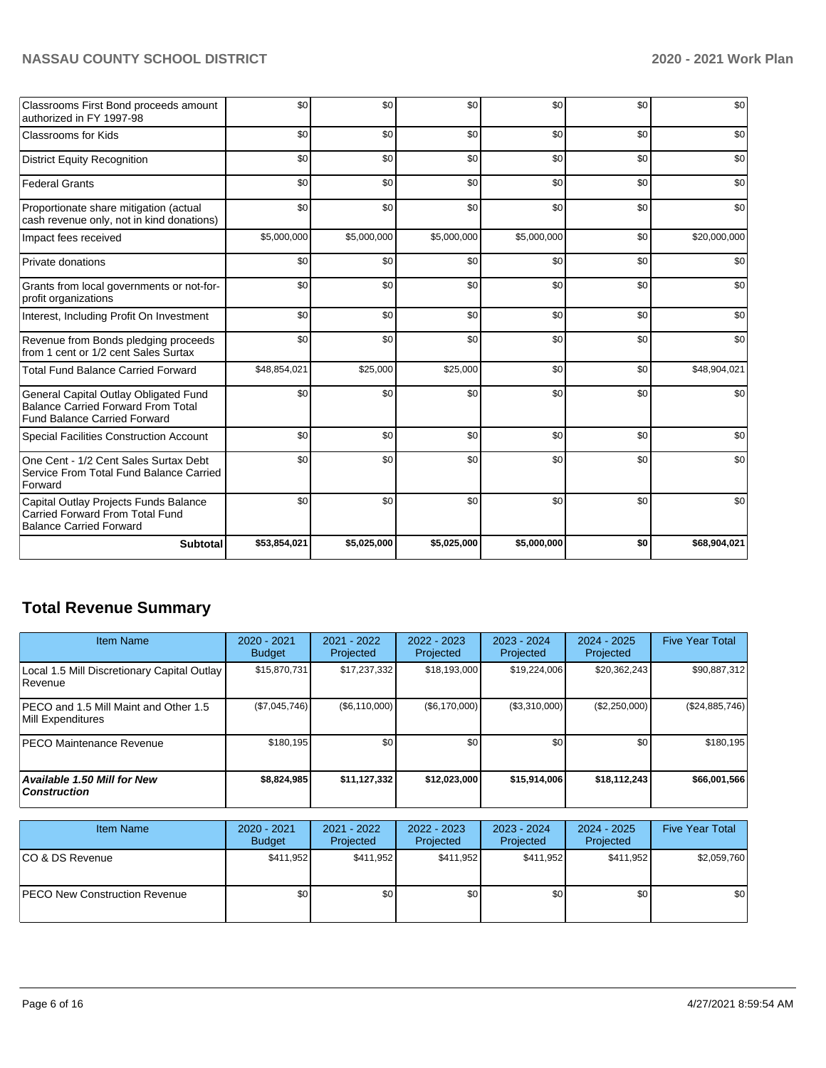| | | | | | | |
|---|---|---|---|---|---|---|
| Classrooms First Bond proceeds amount authorized in FY 1997-98 | $0 | $0 | $0 | $0 | $0 | $0 |
| Classrooms for Kids | $0 | $0 | $0 | $0 | $0 | $0 |
| District Equity Recognition | $0 | $0 | $0 | $0 | $0 | $0 |
| Federal Grants | $0 | $0 | $0 | $0 | $0 | $0 |
| Proportionate share mitigation (actual cash revenue only, not in kind donations) | $0 | $0 | $0 | $0 | $0 | $0 |
| Impact fees received | $5,000,000 | $5,000,000 | $5,000,000 | $5,000,000 | $0 | $20,000,000 |
| Private donations | $0 | $0 | $0 | $0 | $0 | $0 |
| Grants from local governments or not-for-profit organizations | $0 | $0 | $0 | $0 | $0 | $0 |
| Interest, Including Profit On Investment | $0 | $0 | $0 | $0 | $0 | $0 |
| Revenue from Bonds pledging proceeds from 1 cent or 1/2 cent Sales Surtax | $0 | $0 | $0 | $0 | $0 | $0 |
| Total Fund Balance Carried Forward | $48,854,021 | $25,000 | $25,000 | $0 | $0 | $48,904,021 |
| General Capital Outlay Obligated Fund Balance Carried Forward From Total Fund Balance Carried Forward | $0 | $0 | $0 | $0 | $0 | $0 |
| Special Facilities Construction Account | $0 | $0 | $0 | $0 | $0 | $0 |
| One Cent - 1/2 Cent Sales Surtax Debt Service From Total Fund Balance Carried Forward | $0 | $0 | $0 | $0 | $0 | $0 |
| Capital Outlay Projects Funds Balance Carried Forward From Total Fund Balance Carried Forward | $0 | $0 | $0 | $0 | $0 | $0 |
| **Subtotal** | **$53,854,021** | **$5,025,000** | **$5,025,000** | **$5,000,000** | **$0** | **$68,904,021** |

## Total Revenue Summary

| Item Name | 2020 - 2021 Budget | 2021 - 2022 Projected | 2022 - 2023 Projected | 2023 - 2024 Projected | 2024 - 2025 Projected | Five Year Total |
|---|---|---|---|---|---|---|
| Local 1.5 Mill Discretionary Capital Outlay Revenue | $15,870,731 | $17,237,332 | $18,193,000 | $19,224,006 | $20,362,243 | $90,887,312 |
| PECO and 1.5 Mill Maint and Other 1.5 Mill Expenditures | ($7,045,746) | ($6,110,000) | ($6,170,000) | ($3,310,000) | ($2,250,000) | ($24,885,746) |
| PECO Maintenance Revenue | $180,195 | $0 | $0 | $0 | $0 | $180,195 |
| ***Available 1.50 Mill for New Construction*** | **$8,824,985** | **$11,127,332** | **$12,023,000** | **$15,914,006** | **$18,112,243** | **$66,001,566** |

| Item Name | 2020 - 2021 Budget | 2021 - 2022 Projected | 2022 - 2023 Projected | 2023 - 2024 Projected | 2024 - 2025 Projected | Five Year Total |
|---|---|---|---|---|---|---|
| CO & DS Revenue | $411,952 | $411,952 | $411,952 | $411,952 | $411,952 | $2,059,760 |
| PECO New Construction Revenue | $0 | $0 | $0 | $0 | $0 | $0 |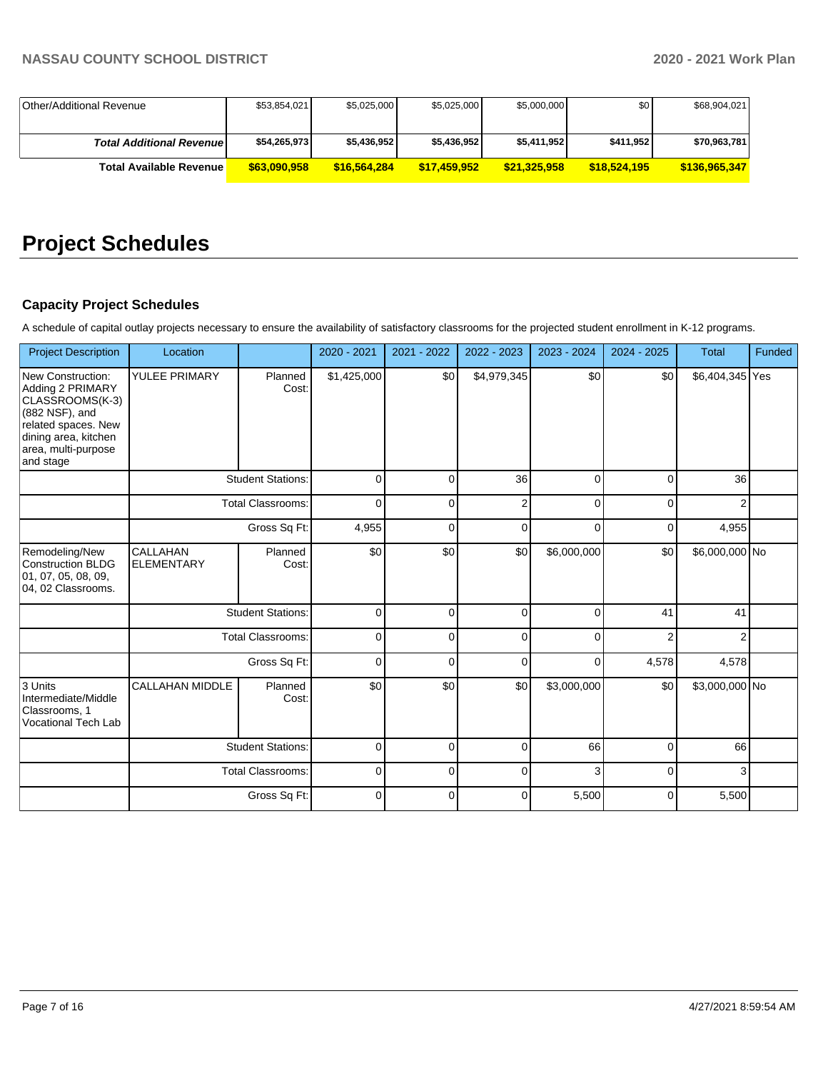| | | | | | | |
|---|---|---|---|---|---|---|
| Other/Additional Revenue | $53,854,021 | $5,025,000 | $5,025,000 | $5,000,000 | $0 | $68,904,021 |
| ***Total Additional Revenue*** | **$54,265,973** | **$5,436,952** | **$5,436,952** | **$5,411,952** | **$411,952** | **$70,963,781** |
| **Total Available Revenue** | **$63,090,958** | **$16,564,284** | **$17,459,952** | **$21,325,958** | **$18,524,195** | **$136,965,347** |

# Project Schedules

### Capacity Project Schedules

A schedule of capital outlay projects necessary to ensure the availability of satisfactory classrooms for the projected student enrollment in K-12 programs.

| Project Description | Location | | 2020 - 2021 | 2021 - 2022 | 2022 - 2023 | 2023 - 2024 | 2024 - 2025 | Total | Funded |
|---|---|---|---|---|---|---|---|---|---|
| New Construction: Adding 2 PRIMARY CLASSROOMS(K-3) (882 NSF), and related spaces. New dining area, kitchen area, multi-purpose and stage | YULEE PRIMARY | Planned Cost: | $1,425,000 | $0 | $4,979,345 | $0 | $0 | $6,404,345 | Yes |
| | | Student Stations: | 0 | 0 | 36 | 0 | 0 | 36 | |
| | | Total Classrooms: | 0 | 0 | 2 | 0 | 0 | 2 | |
| | | Gross Sq Ft: | 4,955 | 0 | 0 | 0 | 0 | 4,955 | |
| Remodeling/New Construction BLDG 01, 07, 05, 08, 09, 04, 02 Classrooms. | CALLAHAN ELEMENTARY | Planned Cost: | $0 | $0 | $0 | $6,000,000 | $0 | $6,000,000 | No |
| | | Student Stations: | 0 | 0 | 0 | 0 | 41 | 41 | |
| | | Total Classrooms: | 0 | 0 | 0 | 0 | 2 | 2 | |
| | | Gross Sq Ft: | 0 | 0 | 0 | 0 | 4,578 | 4,578 | |
| 3 Units Intermediate/Middle Classrooms, 1 Vocational Tech Lab | CALLAHAN MIDDLE | Planned Cost: | $0 | $0 | $0 | $3,000,000 | $0 | $3,000,000 | No |
| | | Student Stations: | 0 | 0 | 0 | 66 | 0 | 66 | |
| | | Total Classrooms: | 0 | 0 | 0 | 3 | 0 | 3 | |
| | | Gross Sq Ft: | 0 | 0 | 0 | 5,500 | 0 | 5,500 | |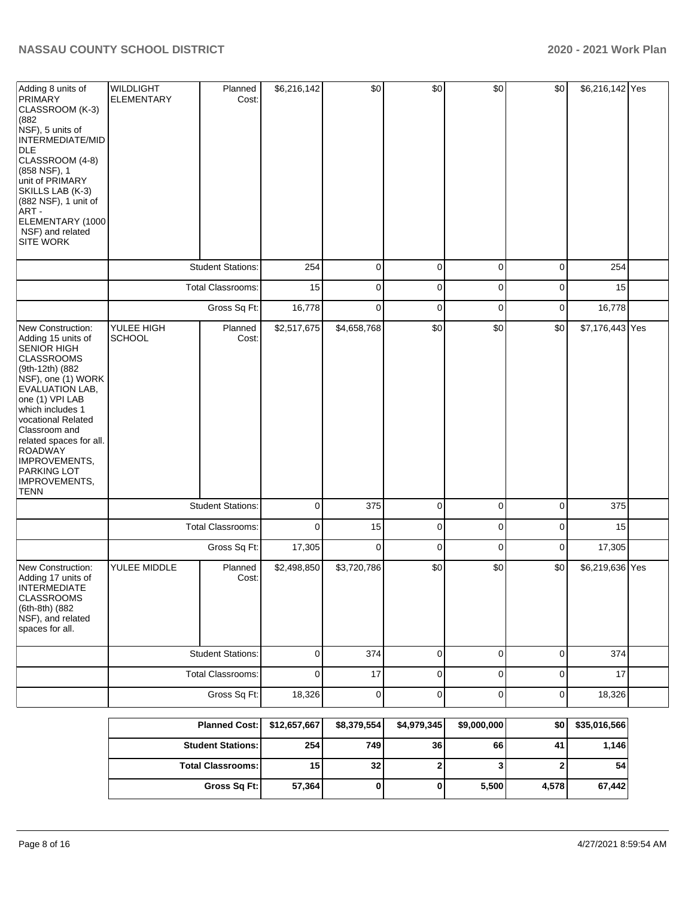| | | | | | | | | | |
|---|---|---|---|---|---|---|---|---|---|
| Adding 8 units of PRIMARY CLASSROOM (K-3) (882 NSF), 5 units of INTERMEDIATE/MIDDLE CLASSROOM (4-8) (858 NSF), 1 unit of PRIMARY SKILLS LAB (K-3) (882 NSF), 1 unit of ART - ELEMENTARY (1000 NSF) and related SITE WORK | WILDLIGHT ELEMENTARY | Planned Cost: | $6,216,142 | $0 | $0 | $0 | $0 | $6,216,142 | Yes |
| | | Student Stations: | 254 | 0 | 0 | 0 | 0 | 254 | |
| | | Total Classrooms: | 15 | 0 | 0 | 0 | 0 | 15 | |
| | | Gross Sq Ft: | 16,778 | 0 | 0 | 0 | 0 | 16,778 | |
| New Construction: Adding 15 units of SENIOR HIGH CLASSROOMS (9th-12th) (882 NSF), one (1) WORK EVALUATION LAB, one (1) VPI LAB which includes 1 vocational Related Classroom and related spaces for all. ROADWAY IMPROVEMENTS, PARKING LOT IMPROVEMENTS, TENN | YULEE HIGH SCHOOL | Planned Cost: | $2,517,675 | $4,658,768 | $0 | $0 | $0 | $7,176,443 | Yes |
| | | Student Stations: | 0 | 375 | 0 | 0 | 0 | 375 | |
| | | Total Classrooms: | 0 | 15 | 0 | 0 | 0 | 15 | |
| | | Gross Sq Ft: | 17,305 | 0 | 0 | 0 | 0 | 17,305 | |
| New Construction: Adding 17 units of INTERMEDIATE CLASSROOMS (6th-8th) (882 NSF), and related spaces for all. | YULEE MIDDLE | Planned Cost: | $2,498,850 | $3,720,786 | $0 | $0 | $0 | $6,219,636 | Yes |
| | | Student Stations: | 0 | 374 | 0 | 0 | 0 | 374 | |
| | | Total Classrooms: | 0 | 17 | 0 | 0 | 0 | 17 | |
| | | Gross Sq Ft: | 18,326 | 0 | 0 | 0 | 0 | 18,326 | |

| | | | | | | |
|---|---|---|---|---|---|---|
| **Planned Cost:** | **$12,657,667** | **$8,379,554** | **$4,979,345** | **$9,000,000** | **$0** | **$35,016,566** |
| **Student Stations:** | **254** | **749** | **36** | **66** | **41** | **1,146** |
| **Total Classrooms:** | **15** | **32** | **2** | **3** | **2** | **54** |
| **Gross Sq Ft:** | **57,364** | **0** | **0** | **5,500** | **4,578** | **67,442** |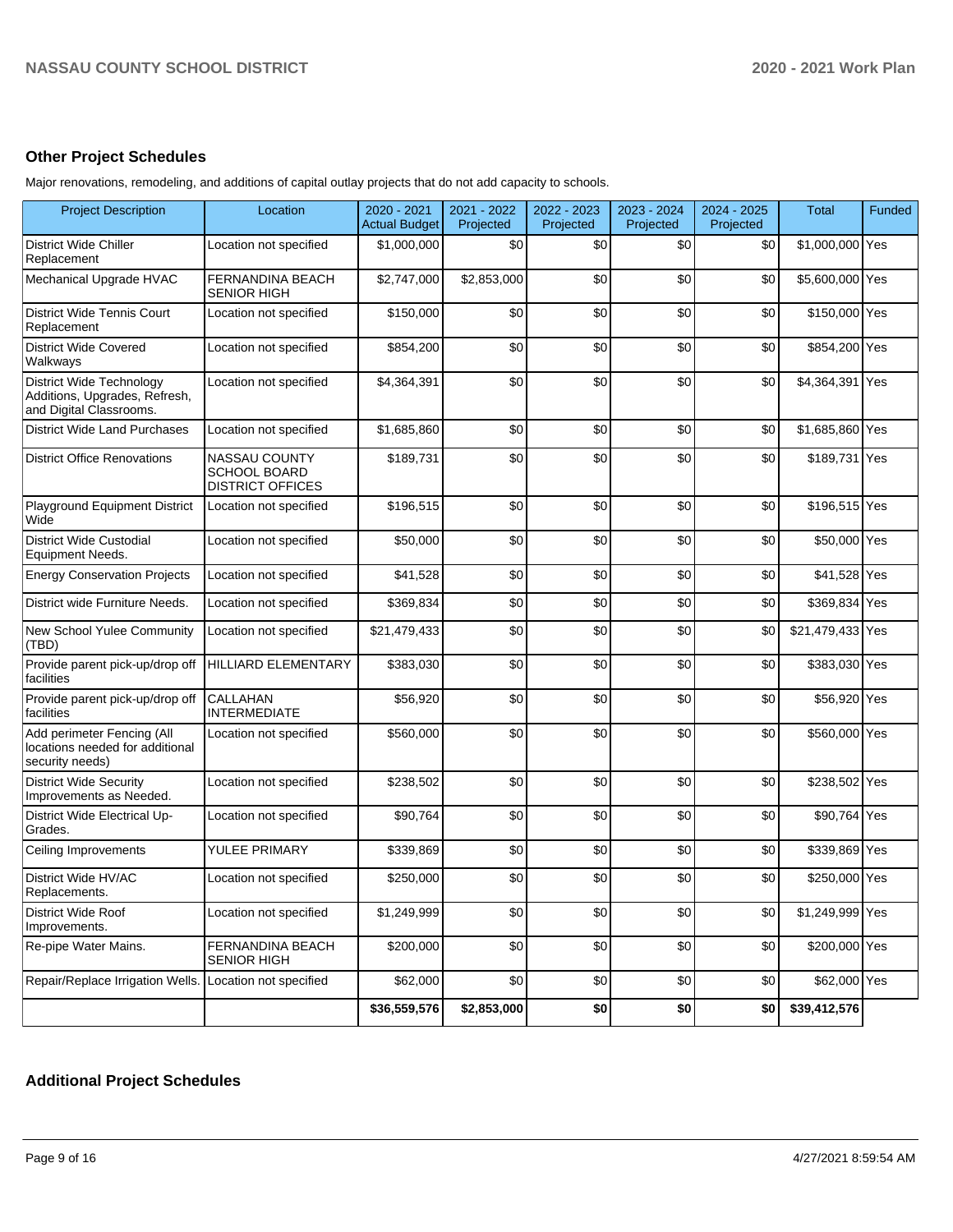## Other Project Schedules

Major renovations, remodeling, and additions of capital outlay projects that do not add capacity to schools.

| Project Description | Location | 2020 - 2021 Actual Budget | 2021 - 2022 Projected | 2022 - 2023 Projected | 2023 - 2024 Projected | 2024 - 2025 Projected | Total | Funded |
|---|---|---|---|---|---|---|---|---|
| District Wide Chiller Replacement | Location not specified | $1,000,000 | $0 | $0 | $0 | $0 | $1,000,000 | Yes |
| Mechanical Upgrade HVAC | FERNANDINA BEACH SENIOR HIGH | $2,747,000 | $2,853,000 | $0 | $0 | $0 | $5,600,000 | Yes |
| District Wide Tennis Court Replacement | Location not specified | $150,000 | $0 | $0 | $0 | $0 | $150,000 | Yes |
| District Wide Covered Walkways | Location not specified | $854,200 | $0 | $0 | $0 | $0 | $854,200 | Yes |
| District Wide Technology Additions, Upgrades, Refresh, and Digital Classrooms. | Location not specified | $4,364,391 | $0 | $0 | $0 | $0 | $4,364,391 | Yes |
| District Wide Land Purchases | Location not specified | $1,685,860 | $0 | $0 | $0 | $0 | $1,685,860 | Yes |
| District Office Renovations | NASSAU COUNTY SCHOOL BOARD DISTRICT OFFICES | $189,731 | $0 | $0 | $0 | $0 | $189,731 | Yes |
| Playground Equipment District Wide | Location not specified | $196,515 | $0 | $0 | $0 | $0 | $196,515 | Yes |
| District Wide Custodial Equipment Needs. | Location not specified | $50,000 | $0 | $0 | $0 | $0 | $50,000 | Yes |
| Energy Conservation Projects | Location not specified | $41,528 | $0 | $0 | $0 | $0 | $41,528 | Yes |
| District wide Furniture Needs. | Location not specified | $369,834 | $0 | $0 | $0 | $0 | $369,834 | Yes |
| New School Yulee Community (TBD) | Location not specified | $21,479,433 | $0 | $0 | $0 | $0 | $21,479,433 | Yes |
| Provide parent pick-up/drop off facilities | HILLIARD ELEMENTARY | $383,030 | $0 | $0 | $0 | $0 | $383,030 | Yes |
| Provide parent pick-up/drop off facilities | CALLAHAN INTERMEDIATE | $56,920 | $0 | $0 | $0 | $0 | $56,920 | Yes |
| Add perimeter Fencing (All locations needed for additional security needs) | Location not specified | $560,000 | $0 | $0 | $0 | $0 | $560,000 | Yes |
| District Wide Security Improvements as Needed. | Location not specified | $238,502 | $0 | $0 | $0 | $0 | $238,502 | Yes |
| District Wide Electrical Up-Grades. | Location not specified | $90,764 | $0 | $0 | $0 | $0 | $90,764 | Yes |
| Ceiling Improvements | YULEE PRIMARY | $339,869 | $0 | $0 | $0 | $0 | $339,869 | Yes |
| District Wide HV/AC Replacements. | Location not specified | $250,000 | $0 | $0 | $0 | $0 | $250,000 | Yes |
| District Wide Roof Improvements. | Location not specified | $1,249,999 | $0 | $0 | $0 | $0 | $1,249,999 | Yes |
| Re-pipe Water Mains. | FERNANDINA BEACH SENIOR HIGH | $200,000 | $0 | $0 | $0 | $0 | $200,000 | Yes |
| Repair/Replace Irrigation Wells. | Location not specified | $62,000 | $0 | $0 | $0 | $0 | $62,000 | Yes |
| | | **$36,559,576** | **$2,853,000** | **$0** | **$0** | **$0** | **$39,412,576** | |

## Additional Project Schedules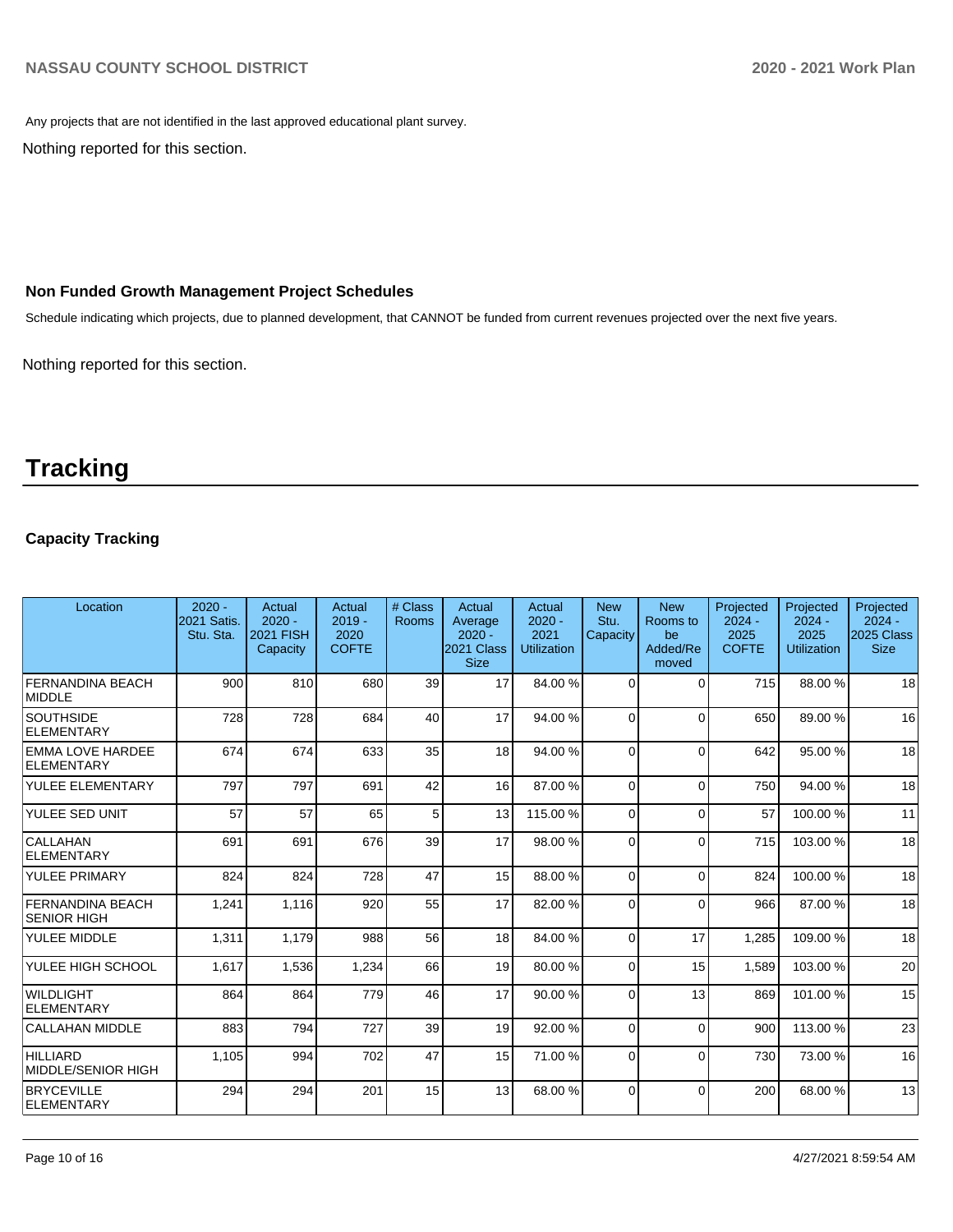Any projects that are not identified in the last approved educational plant survey.

Nothing reported for this section.

### Non Funded Growth Management Project Schedules

Schedule indicating which projects, due to planned development, that CANNOT be funded from current revenues projected over the next five years.

Nothing reported for this section.

# Tracking

### Capacity Tracking

| Location | 2020 - 2021 Satis. Stu. Sta. | Actual 2020 - 2021 FISH Capacity | Actual 2019 - 2020 COFTE | # Class Rooms | Actual Average 2020 - 2021 Class Size | Actual 2020 - 2021 Utilization | New Stu. Capacity | New Rooms to be Added/Removed | Projected 2024 - 2025 COFTE | Projected 2024 - 2025 Utilization | Projected 2024 - 2025 Class Size |
|---|---|---|---|---|---|---|---|---|---|---|---|
| FERNANDINA BEACH MIDDLE | 900 | 810 | 680 | 39 | 17 | 84.00 % | 0 | 0 | 715 | 88.00 % | 18 |
| SOUTHSIDE ELEMENTARY | 728 | 728 | 684 | 40 | 17 | 94.00 % | 0 | 0 | 650 | 89.00 % | 16 |
| EMMA LOVE HARDEE ELEMENTARY | 674 | 674 | 633 | 35 | 18 | 94.00 % | 0 | 0 | 642 | 95.00 % | 18 |
| YULEE ELEMENTARY | 797 | 797 | 691 | 42 | 16 | 87.00 % | 0 | 0 | 750 | 94.00 % | 18 |
| YULEE SED UNIT | 57 | 57 | 65 | 5 | 13 | 115.00 % | 0 | 0 | 57 | 100.00 % | 11 |
| CALLAHAN ELEMENTARY | 691 | 691 | 676 | 39 | 17 | 98.00 % | 0 | 0 | 715 | 103.00 % | 18 |
| YULEE PRIMARY | 824 | 824 | 728 | 47 | 15 | 88.00 % | 0 | 0 | 824 | 100.00 % | 18 |
| FERNANDINA BEACH SENIOR HIGH | 1,241 | 1,116 | 920 | 55 | 17 | 82.00 % | 0 | 0 | 966 | 87.00 % | 18 |
| YULEE MIDDLE | 1,311 | 1,179 | 988 | 56 | 18 | 84.00 % | 0 | 17 | 1,285 | 109.00 % | 18 |
| YULEE HIGH SCHOOL | 1,617 | 1,536 | 1,234 | 66 | 19 | 80.00 % | 0 | 15 | 1,589 | 103.00 % | 20 |
| WILDLIGHT ELEMENTARY | 864 | 864 | 779 | 46 | 17 | 90.00 % | 0 | 13 | 869 | 101.00 % | 15 |
| CALLAHAN MIDDLE | 883 | 794 | 727 | 39 | 19 | 92.00 % | 0 | 0 | 900 | 113.00 % | 23 |
| HILLIARD MIDDLE/SENIOR HIGH | 1,105 | 994 | 702 | 47 | 15 | 71.00 % | 0 | 0 | 730 | 73.00 % | 16 |
| BRYCEVILLE ELEMENTARY | 294 | 294 | 201 | 15 | 13 | 68.00 % | 0 | 0 | 200 | 68.00 % | 13 |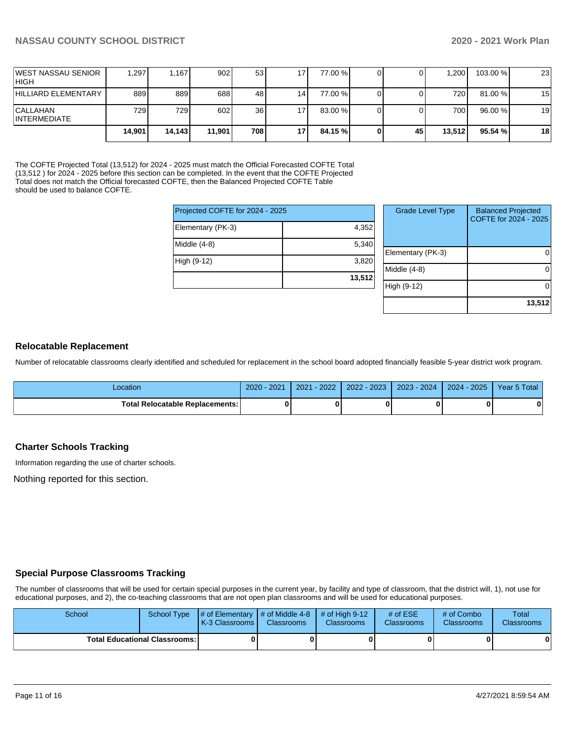| | | | | | | | | | | | |
|---|---|---|---|---|---|---|---|---|---|---|---|
| WEST NASSAU SENIOR HIGH | 1,297 | 1,167 | 902 | 53 | 17 | 77.00 % | 0 | 0 | 1,200 | 103.00 % | 23 |
| HILLIARD ELEMENTARY | 889 | 889 | 688 | 48 | 14 | 77.00 % | 0 | 0 | 720 | 81.00 % | 15 |
| CALLAHAN INTERMEDIATE | 729 | 729 | 602 | 36 | 17 | 83.00 % | 0 | 0 | 700 | 96.00 % | 19 |
| | **14,901** | **14,143** | **11,901** | **708** | **17** | **84.15 %** | **0** | **45** | **13,512** | **95.54 %** | **18** |

The COFTE Projected Total (13,512) for 2024 - 2025 must match the Official Forecasted COFTE Total (13,512 ) for 2024 - 2025 before this section can be completed. In the event that the COFTE Projected Total does not match the Official forecasted COFTE, then the Balanced Projected COFTE Table should be used to balance COFTE.

| Projected COFTE for 2024 - 2025 | |
|---|---|
| Elementary (PK-3) | 4,352 |
| Middle (4-8) | 5,340 |
| High (9-12) | 3,820 |
| | **13,512** |

| Grade Level Type | Balanced Projected COFTE for 2024 - 2025 |
|---|---|
| Elementary (PK-3) | 0 |
| Middle (4-8) | 0 |
| High (9-12) | 0 |
| | **13,512** |

## Relocatable Replacement

Number of relocatable classrooms clearly identified and scheduled for replacement in the school board adopted financially feasible 5-year district work program.

| Location | 2020 - 2021 | 2021 - 2022 | 2022 - 2023 | 2023 - 2024 | 2024 - 2025 | Year 5 Total |
|---|---|---|---|---|---|---|
| **Total Relocatable Replacements:** | **0** | **0** | **0** | **0** | **0** | **0** |

## Charter Schools Tracking

Information regarding the use of charter schools.

Nothing reported for this section.

## Special Purpose Classrooms Tracking

The number of classrooms that will be used for certain special purposes in the current year, by facility and type of classroom, that the district will, 1), not use for educational purposes, and 2), the co-teaching classrooms that are not open plan classrooms and will be used for educational purposes.

| School | School Type | # of Elementary K-3 Classrooms | # of Middle 4-8 Classrooms | # of High 9-12 Classrooms | # of ESE Classrooms | # of Combo Classrooms | Total Classrooms |
|---|---|---|---|---|---|---|---|
| **Total Educational Classrooms:** | | **0** | **0** | **0** | **0** | **0** | **0** |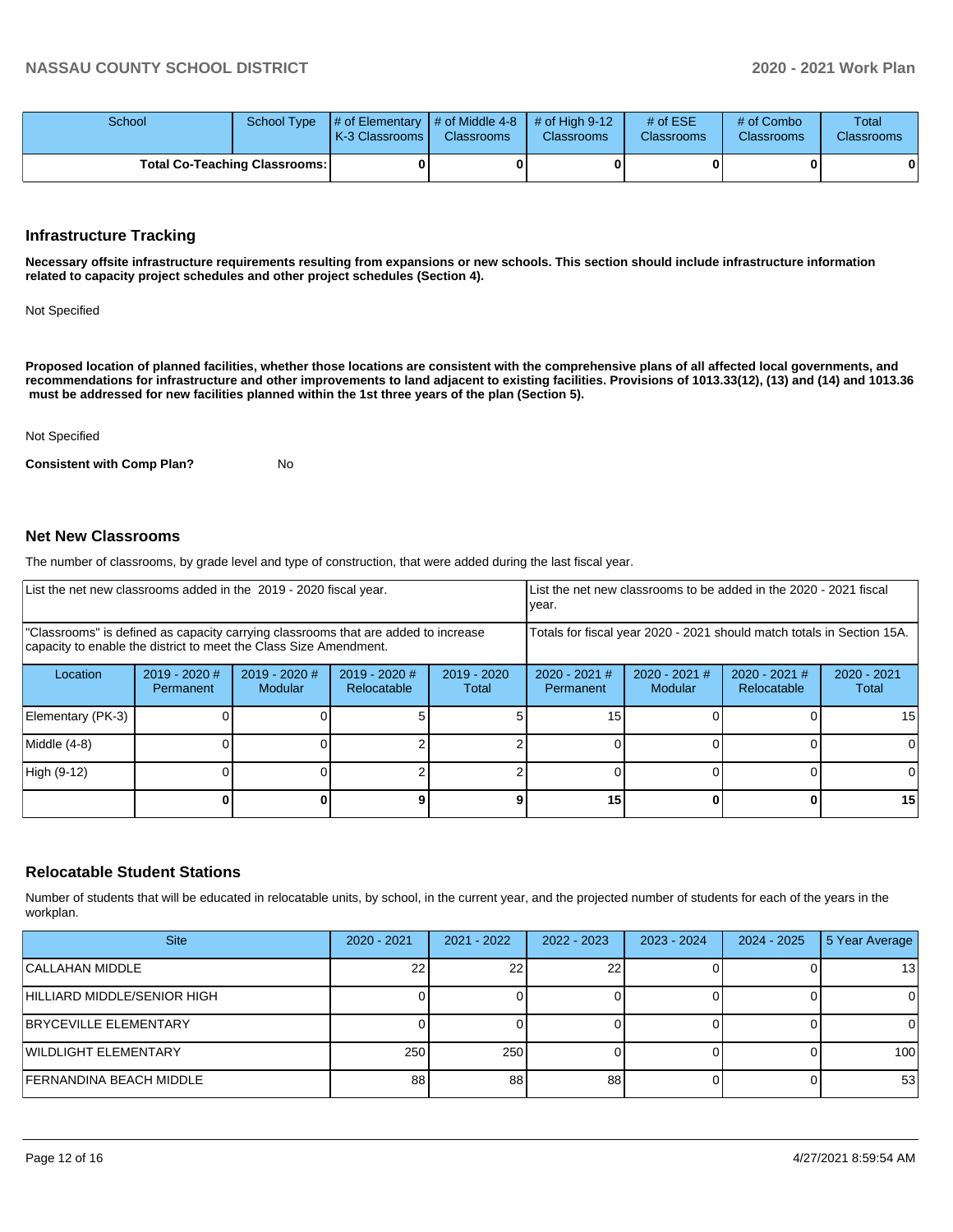| School | School Type | # of Elementary K-3 Classrooms | # of Middle 4-8 Classrooms | # of High 9-12 Classrooms | # of ESE Classrooms | # of Combo Classrooms | Total Classrooms |
|---|---|---|---|---|---|---|---|
| **Total Co-Teaching Classrooms:** | | **0** | **0** | **0** | **0** | **0** | **0** |

## Infrastructure Tracking

**Necessary offsite infrastructure requirements resulting from expansions or new schools. This section should include infrastructure information related to capacity project schedules and other project schedules (Section 4).**

Not Specified

**Proposed location of planned facilities, whether those locations are consistent with the comprehensive plans of all affected local governments, and recommendations for infrastructure and other improvements to land adjacent to existing facilities. Provisions of 1013.33(12), (13) and (14) and 1013.36 must be addressed for new facilities planned within the 1st three years of the plan (Section 5).**

Not Specified

**Consistent with Comp Plan?** No

## Net New Classrooms

The number of classrooms, by grade level and type of construction, that were added during the last fiscal year.

| List the net new classrooms added in the 2019 - 2020 fiscal year. | | | | | List the net new classrooms to be added in the 2020 - 2021 fiscal year. | | | |
|---|---|---|---|---|---|---|---|---|
| "Classrooms" is defined as capacity carrying classrooms that are added to increase capacity to enable the district to meet the Class Size Amendment. | | | | | Totals for fiscal year 2020 - 2021 should match totals in Section 15A. | | | |
| Location | 2019 - 2020 # Permanent | 2019 - 2020 # Modular | 2019 - 2020 # Relocatable | 2019 - 2020 Total | 2020 - 2021 # Permanent | 2020 - 2021 # Modular | 2020 - 2021 # Relocatable | 2020 - 2021 Total |
| Elementary (PK-3) | 0 | 0 | 5 | 5 | 15 | 0 | 0 | 15 |
| Middle (4-8) | 0 | 0 | 2 | 2 | 0 | 0 | 0 | 0 |
| High (9-12) | 0 | 0 | 2 | 2 | 0 | 0 | 0 | 0 |
| | **0** | **0** | **9** | **9** | **15** | **0** | **0** | **15** |

## Relocatable Student Stations

Number of students that will be educated in relocatable units, by school, in the current year, and the projected number of students for each of the years in the workplan.

| Site | 2020 - 2021 | 2021 - 2022 | 2022 - 2023 | 2023 - 2024 | 2024 - 2025 | 5 Year Average |
|---|---|---|---|---|---|---|
| CALLAHAN MIDDLE | 22 | 22 | 22 | 0 | 0 | 13 |
| HILLIARD MIDDLE/SENIOR HIGH | 0 | 0 | 0 | 0 | 0 | 0 |
| BRYCEVILLE ELEMENTARY | 0 | 0 | 0 | 0 | 0 | 0 |
| WILDLIGHT ELEMENTARY | 250 | 250 | 0 | 0 | 0 | 100 |
| FERNANDINA BEACH MIDDLE | 88 | 88 | 88 | 0 | 0 | 53 |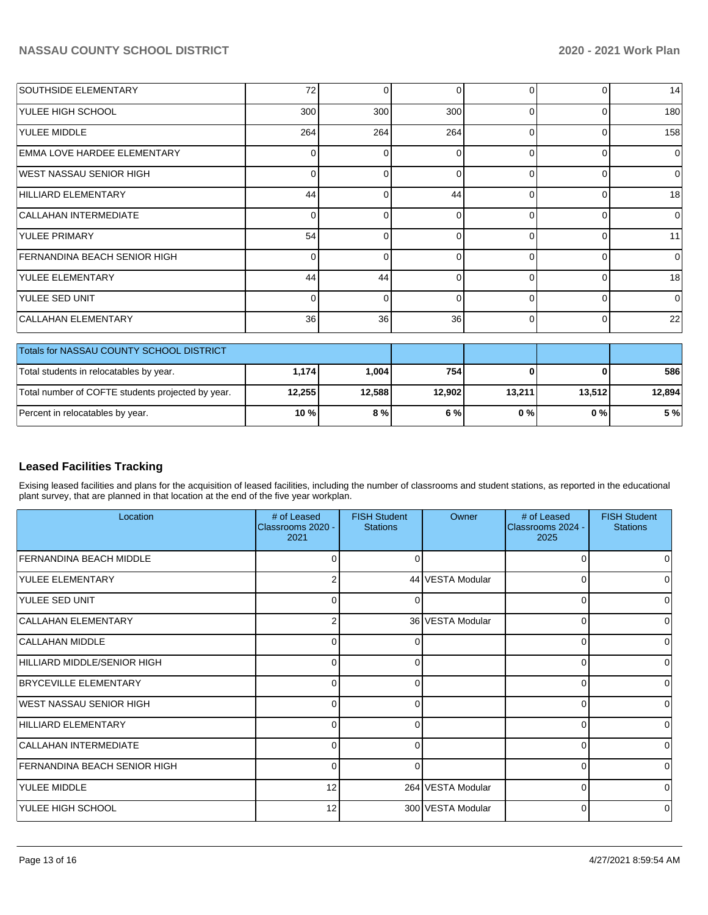| | | | | | | |
|---|---|---|---|---|---|---|
| SOUTHSIDE ELEMENTARY | 72 | 0 | 0 | 0 | 0 | 14 |
| YULEE HIGH SCHOOL | 300 | 300 | 300 | 0 | 0 | 180 |
| YULEE MIDDLE | 264 | 264 | 264 | 0 | 0 | 158 |
| EMMA LOVE HARDEE ELEMENTARY | 0 | 0 | 0 | 0 | 0 | 0 |
| WEST NASSAU SENIOR HIGH | 0 | 0 | 0 | 0 | 0 | 0 |
| HILLIARD ELEMENTARY | 44 | 0 | 44 | 0 | 0 | 18 |
| CALLAHAN INTERMEDIATE | 0 | 0 | 0 | 0 | 0 | 0 |
| YULEE PRIMARY | 54 | 0 | 0 | 0 | 0 | 11 |
| FERNANDINA BEACH SENIOR HIGH | 0 | 0 | 0 | 0 | 0 | 0 |
| YULEE ELEMENTARY | 44 | 44 | 0 | 0 | 0 | 18 |
| YULEE SED UNIT | 0 | 0 | 0 | 0 | 0 | 0 |
| CALLAHAN ELEMENTARY | 36 | 36 | 36 | 0 | 0 | 22 |

| Totals for NASSAU COUNTY SCHOOL DISTRICT | | | | | | |
|---|---|---|---|---|---|---|
| Total students in relocatables by year. | **1,174** | **1,004** | **754** | **0** | **0** | **586** |
| Total number of COFTE students projected by year. | **12,255** | **12,588** | **12,902** | **13,211** | **13,512** | **12,894** |
| Percent in relocatables by year. | **10 %** | **8 %** | **6 %** | **0 %** | **0 %** | **5 %** |

## Leased Facilities Tracking

Exising leased facilities and plans for the acquisition of leased facilities, including the number of classrooms and student stations, as reported in the educational plant survey, that are planned in that location at the end of the five year workplan.

| Location | # of Leased Classrooms 2020 - 2021 | FISH Student Stations | Owner | # of Leased Classrooms 2024 - 2025 | FISH Student Stations |
|---|---|---|---|---|---|
| FERNANDINA BEACH MIDDLE | 0 | 0 | | 0 | 0 |
| YULEE ELEMENTARY | 2 | 44 | VESTA Modular | 0 | 0 |
| YULEE SED UNIT | 0 | 0 | | 0 | 0 |
| CALLAHAN ELEMENTARY | 2 | 36 | VESTA Modular | 0 | 0 |
| CALLAHAN MIDDLE | 0 | 0 | | 0 | 0 |
| HILLIARD MIDDLE/SENIOR HIGH | 0 | 0 | | 0 | 0 |
| BRYCEVILLE ELEMENTARY | 0 | 0 | | 0 | 0 |
| WEST NASSAU SENIOR HIGH | 0 | 0 | | 0 | 0 |
| HILLIARD ELEMENTARY | 0 | 0 | | 0 | 0 |
| CALLAHAN INTERMEDIATE | 0 | 0 | | 0 | 0 |
| FERNANDINA BEACH SENIOR HIGH | 0 | 0 | | 0 | 0 |
| YULEE MIDDLE | 12 | 264 | VESTA Modular | 0 | 0 |
| YULEE HIGH SCHOOL | 12 | 300 | VESTA Modular | 0 | 0 |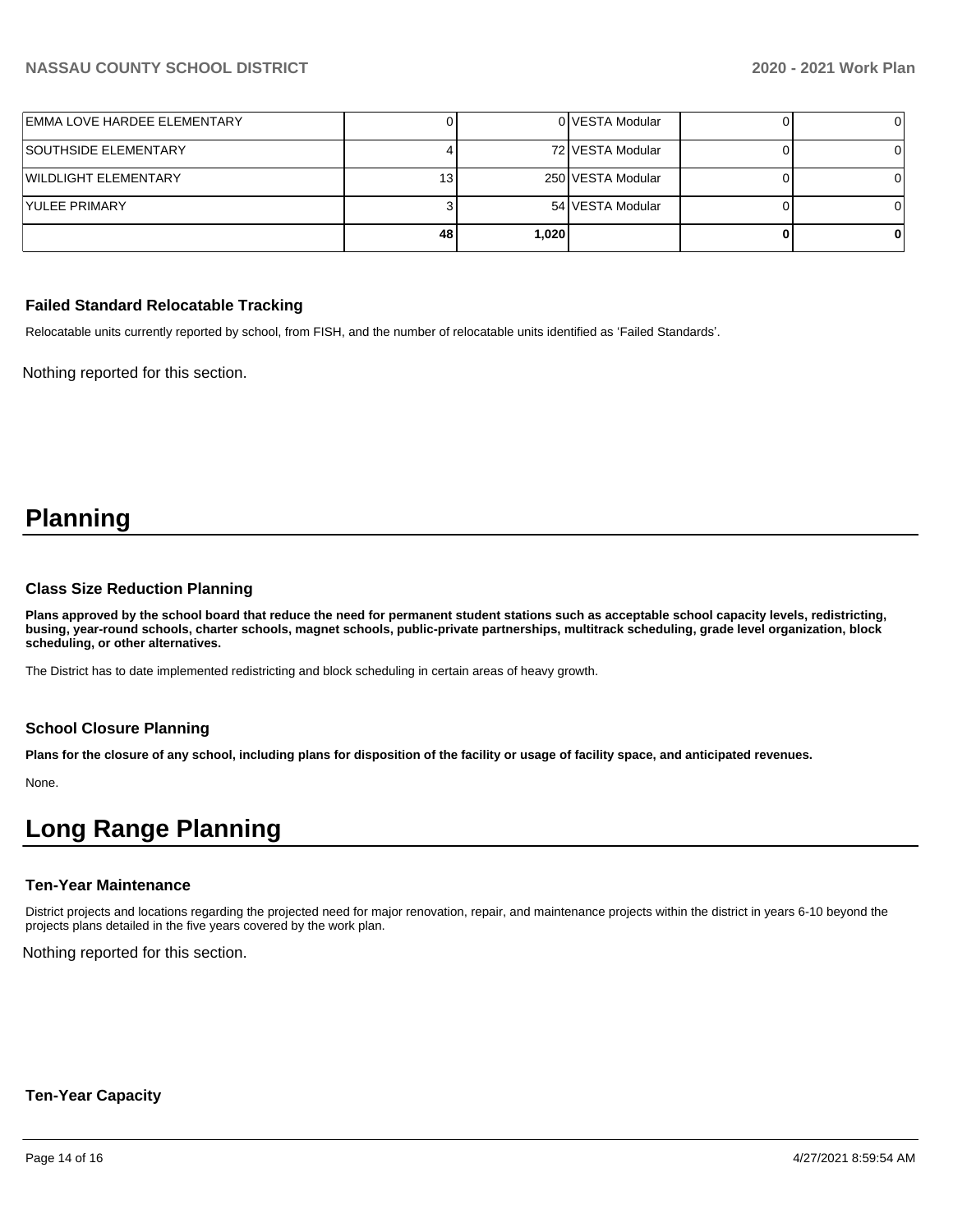| | | | | | |
|---|---|---|---|---|---|
| EMMA LOVE HARDEE ELEMENTARY | 0 | 0 | VESTA Modular | 0 | 0 |
| SOUTHSIDE ELEMENTARY | 4 | 72 | VESTA Modular | 0 | 0 |
| WILDLIGHT ELEMENTARY | 13 | 250 | VESTA Modular | 0 | 0 |
| YULEE PRIMARY | 3 | 54 | VESTA Modular | 0 | 0 |
| | **48** | **1,020** | | **0** | **0** |

### Failed Standard Relocatable Tracking

Relocatable units currently reported by school, from FISH, and the number of relocatable units identified as 'Failed Standards'.

Nothing reported for this section.

# Planning

### Class Size Reduction Planning

**Plans approved by the school board that reduce the need for permanent student stations such as acceptable school capacity levels, redistricting, busing, year-round schools, charter schools, magnet schools, public-private partnerships, multitrack scheduling, grade level organization, block scheduling, or other alternatives.**

The District has to date implemented redistricting and block scheduling in certain areas of heavy growth.

### School Closure Planning

**Plans for the closure of any school, including plans for disposition of the facility or usage of facility space, and anticipated revenues.**

None.

# Long Range Planning

### Ten-Year Maintenance

District projects and locations regarding the projected need for major renovation, repair, and maintenance projects within the district in years 6-10 beyond the projects plans detailed in the five years covered by the work plan.

Nothing reported for this section.

### Ten-Year Capacity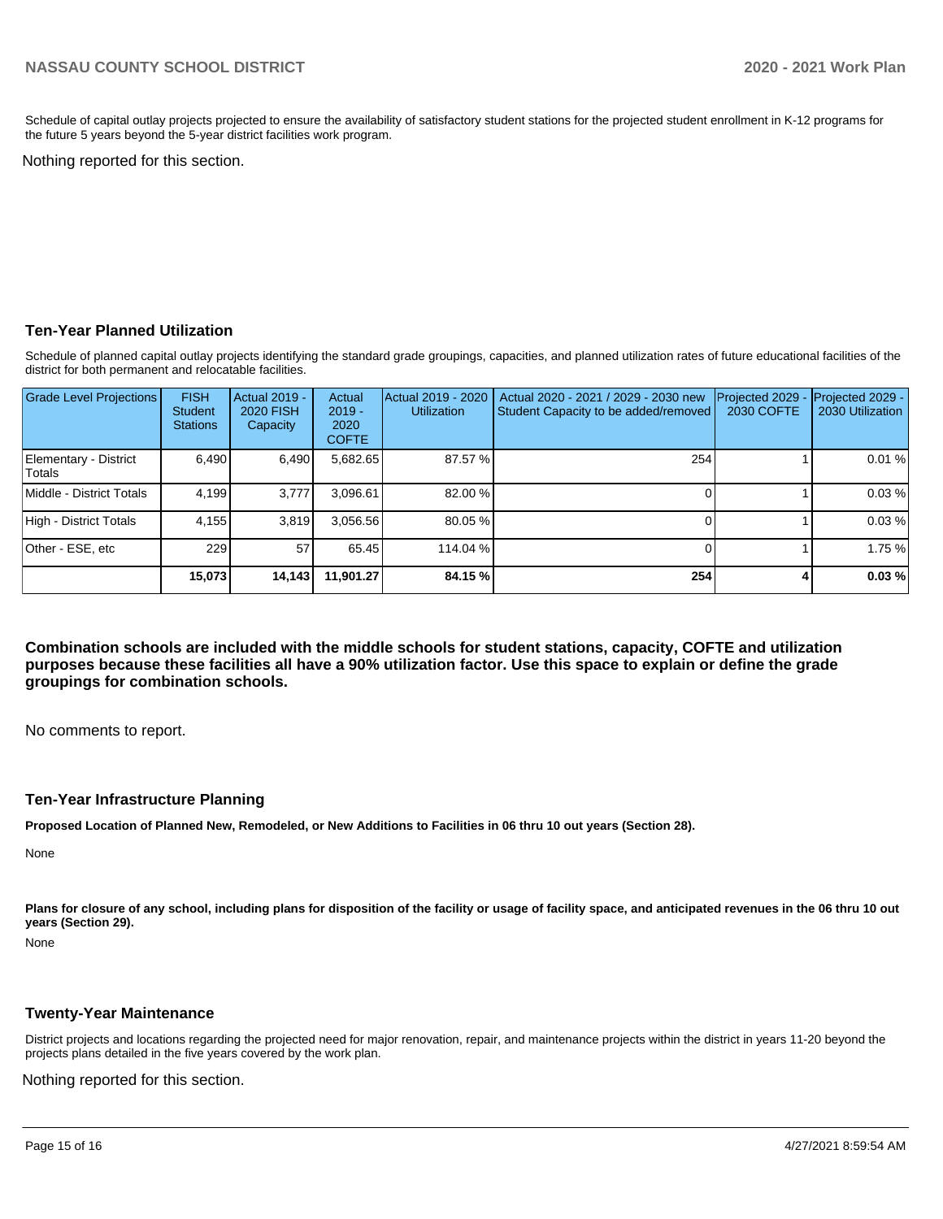Schedule of capital outlay projects projected to ensure the availability of satisfactory student stations for the projected student enrollment in K-12 programs for the future 5 years beyond the 5-year district facilities work program.

Nothing reported for this section.

## Ten-Year Planned Utilization

Schedule of planned capital outlay projects identifying the standard grade groupings, capacities, and planned utilization rates of future educational facilities of the district for both permanent and relocatable facilities.

| Grade Level Projections | FISH Student Stations | Actual 2019 - 2020 FISH Capacity | Actual 2019 - 2020 COFTE | Actual 2019 - 2020 Utilization | Actual 2020 - 2021 / 2029 - 2030 new Student Capacity to be added/removed | Projected 2029 - 2030 COFTE | Projected 2029 - 2030 Utilization |
|---|---|---|---|---|---|---|---|
| Elementary - District Totals | 6,490 | 6,490 | 5,682.65 | 87.57 % | 254 | 1 | 0.01 % |
| Middle - District Totals | 4,199 | 3,777 | 3,096.61 | 82.00 % | 0 | 1 | 0.03 % |
| High - District Totals | 4,155 | 3,819 | 3,056.56 | 80.05 % | 0 | 1 | 0.03 % |
| Other - ESE, etc | 229 | 57 | 65.45 | 114.04 % | 0 | 1 | 1.75 % |
| | **15,073** | **14,143** | **11,901.27** | **84.15 %** | **254** | **4** | **0.03 %** |

**Combination schools are included with the middle schools for student stations, capacity, COFTE and utilization purposes because these facilities all have a 90% utilization factor. Use this space to explain or define the grade groupings for combination schools.**

No comments to report.

## Ten-Year Infrastructure Planning

**Proposed Location of Planned New, Remodeled, or New Additions to Facilities in 06 thru 10 out years (Section 28).**

None

**Plans for closure of any school, including plans for disposition of the facility or usage of facility space, and anticipated revenues in the 06 thru 10 out years (Section 29).**

None

## Twenty-Year Maintenance

District projects and locations regarding the projected need for major renovation, repair, and maintenance projects within the district in years 11-20 beyond the projects plans detailed in the five years covered by the work plan.

Nothing reported for this section.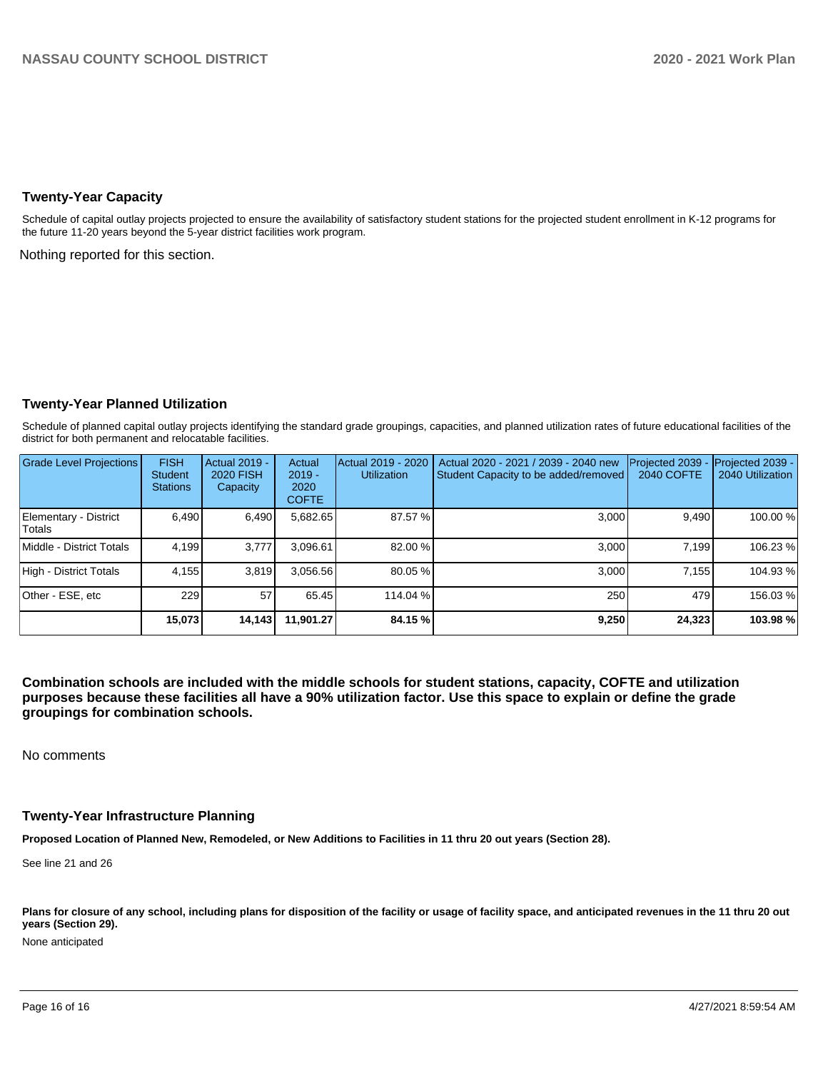### Twenty-Year Capacity

Schedule of capital outlay projects projected to ensure the availability of satisfactory student stations for the projected student enrollment in K-12 programs for the future 11-20 years beyond the 5-year district facilities work program.

Nothing reported for this section.

### Twenty-Year Planned Utilization

Schedule of planned capital outlay projects identifying the standard grade groupings, capacities, and planned utilization rates of future educational facilities of the district for both permanent and relocatable facilities.

| Grade Level Projections | FISH Student Stations | Actual 2019 - 2020 FISH Capacity | Actual 2019 - 2020 COFTE | Actual 2019 - 2020 Utilization | Actual 2020 - 2021 / 2039 - 2040 new Student Capacity to be added/removed | Projected 2039 - 2040 COFTE | Projected 2039 - 2040 Utilization |
|---|---|---|---|---|---|---|---|
| Elementary - District Totals | 6,490 | 6,490 | 5,682.65 | 87.57 % | 3,000 | 9,490 | 100.00 % |
| Middle - District Totals | 4,199 | 3,777 | 3,096.61 | 82.00 % | 3,000 | 7,199 | 106.23 % |
| High - District Totals | 4,155 | 3,819 | 3,056.56 | 80.05 % | 3,000 | 7,155 | 104.93 % |
| Other - ESE, etc | 229 | 57 | 65.45 | 114.04 % | 250 | 479 | 156.03 % |
| | **15,073** | **14,143** | **11,901.27** | **84.15 %** | **9,250** | **24,323** | **103.98 %** |

**Combination schools are included with the middle schools for student stations, capacity, COFTE and utilization purposes because these facilities all have a 90% utilization factor. Use this space to explain or define the grade groupings for combination schools.**

No comments

### Twenty-Year Infrastructure Planning

**Proposed Location of Planned New, Remodeled, or New Additions to Facilities in 11 thru 20 out years (Section 28).**

See line 21 and 26

**Plans for closure of any school, including plans for disposition of the facility or usage of facility space, and anticipated revenues in the 11 thru 20 out years (Section 29).**

None anticipated